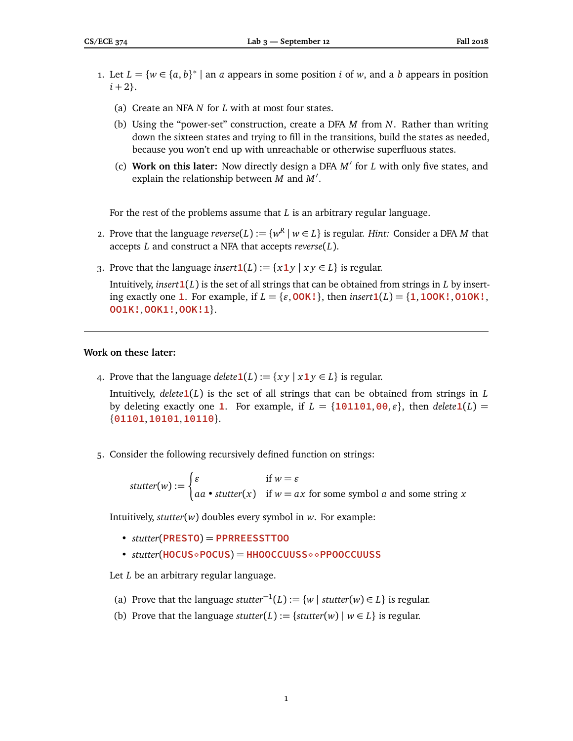1. Let $L = \{w \in \{a, b\}^* \mid$ an $a$ appears in some position $i$ of $w$, and a $b$ appears in position $i + 2\}$.

   (a) Create an NFA $N$ for $L$ with at most four states.

   (b) Using the "power-set" construction, create a DFA $M$ from $N$. Rather than writing down the sixteen states and trying to fill in the transitions, build the states as needed, because you won't end up with unreachable or otherwise superfluous states.

   (c) **Work on this later:** Now directly design a DFA $M'$ for $L$ with only five states, and explain the relationship between $M$ and $M'$.

For the rest of the problems assume that $L$ is an arbitrary regular language.

2. Prove that the language $\textit{reverse}(L) := \{w^R \mid w \in L\}$ is regular. *Hint:* Consider a DFA $M$ that accepts $L$ and construct a NFA that accepts $\textit{reverse}(L)$.

3. Prove that the language $\textit{insert}\mathbf{1}(L) := \{x\mathbf{1}y \mid xy \in L\}$ is regular.

   Intuitively, $\textit{insert}\mathbf{1}(L)$ is the set of all strings that can be obtained from strings in $L$ by inserting exactly one **1**. For example, if $L = \{\varepsilon, \texttt{OOK!}\}$, then $\textit{insert}\mathbf{1}(L) = \{\texttt{1}, \texttt{1OOK!}, \texttt{O1OK!}, \texttt{OO1K!}, \texttt{OOK1!}, \texttt{OOK!1}\}$.

---

**Work on these later:**

4. Prove that the language $\textit{delete}\mathbf{1}(L) := \{xy \mid x\mathbf{1}y \in L\}$ is regular.

   Intuitively, $\textit{delete}\mathbf{1}(L)$ is the set of all strings that can be obtained from strings in $L$ by deleting exactly one **1**. For example, if $L = \{\texttt{101101}, \texttt{00}, \varepsilon\}$, then $\textit{delete}\mathbf{1}(L) = \{\texttt{01101}, \texttt{10101}, \texttt{10110}\}$.

5. Consider the following recursively defined function on strings:

$$\textit{stutter}(w) := \begin{cases} \varepsilon & \text{if } w = \varepsilon \\ aa \bullet \textit{stutter}(x) & \text{if } w = ax \text{ for some symbol } a \text{ and some string } x \end{cases}$$

   Intuitively, $\textit{stutter}(w)$ doubles every symbol in $w$. For example:

   - $\textit{stutter}(\texttt{PRESTO}) = \texttt{PPRREESSTTOO}$
   - $\textit{stutter}(\texttt{HOCUS}\diamond\texttt{POCUS}) = \texttt{HHOOCCUUSS}\diamond\diamond\texttt{PPOOCCUUSS}$

   Let $L$ be an arbitrary regular language.

   (a) Prove that the language $\textit{stutter}^{-1}(L) := \{w \mid \textit{stutter}(w) \in L\}$ is regular.

   (b) Prove that the language $\textit{stutter}(L) := \{\textit{stutter}(w) \mid w \in L\}$ is regular.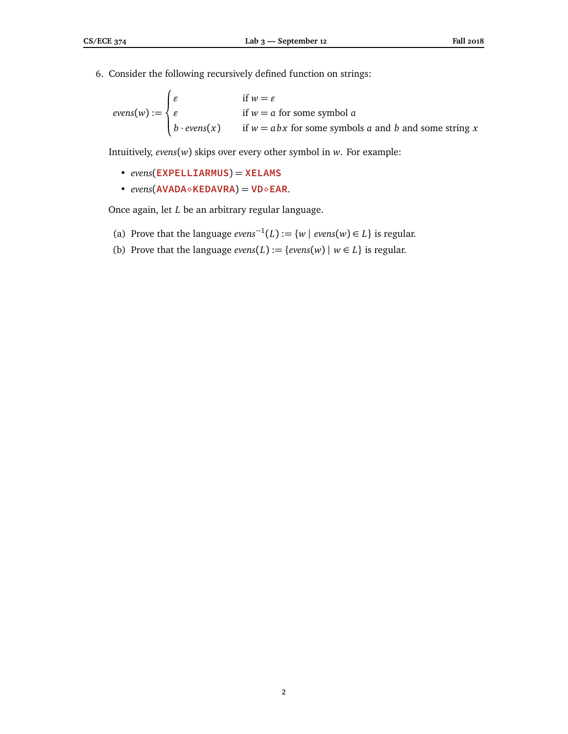6. Consider the following recursively defined function on strings:

$$
\mathit{evens}(w) := \begin{cases} \varepsilon & \text{if } w = \varepsilon \\ \varepsilon & \text{if } w = a \text{ for some symbol } a \\ b \cdot \mathit{evens}(x) & \text{if } w = abx \text{ for some symbols } a \text{ and } b \text{ and some string } x \end{cases}
$$

Intuitively, $\mathit{evens}(w)$ skips over every other symbol in $w$. For example:

- $\mathit{evens}(\texttt{EXPELLIARMUS}) = \texttt{XELAMS}$
- $\mathit{evens}(\texttt{AVADA}\diamond\texttt{KEDAVRA}) = \texttt{VD}\diamond\texttt{EAR}$.

Once again, let $L$ be an arbitrary regular language.

(a) Prove that the language $\mathit{evens}^{-1}(L) := \{w \mid \mathit{evens}(w) \in L\}$ is regular.

(b) Prove that the language $\mathit{evens}(L) := \{\mathit{evens}(w) \mid w \in L\}$ is regular.